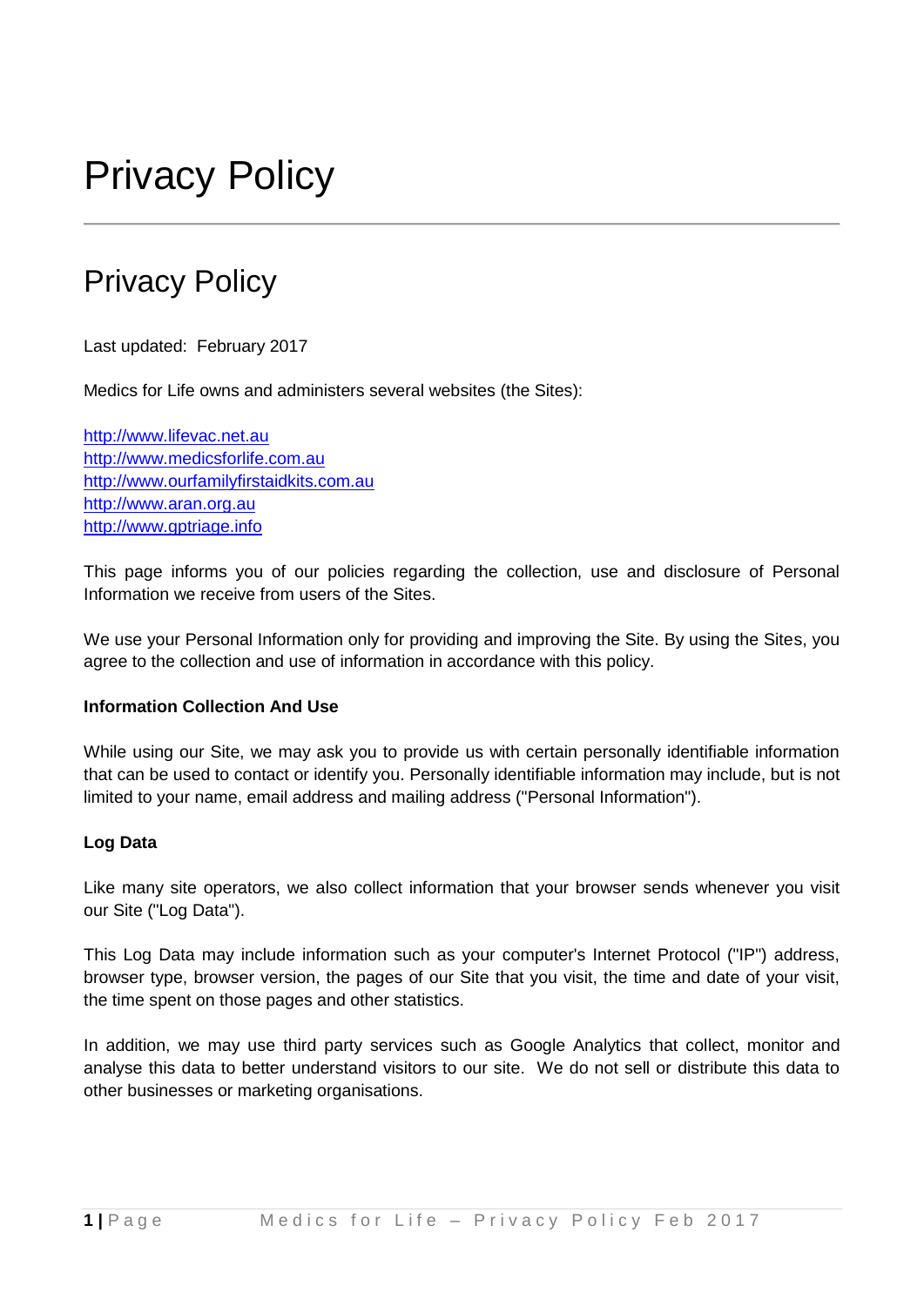# Privacy Policy

## Privacy Policy

Last updated: February 2017

Medics for Life owns and administers several websites (the Sites):

[http://www.lifevac.net.au](http://www.lifevac.net.au)
[http://www.medicsforlife.com.au](http://www.medicsforlife.com.au)
[http://www.ourfamilyfirstaidkits.com.au](http://www.ourfamilyfirstaidkits.com.au)
[http://www.aran.org.au](http://www.aran.org.au)
[http://www.gptriage.info](http://www.gptriage.info)

This page informs you of our policies regarding the collection, use and disclosure of Personal Information we receive from users of the Sites.

We use your Personal Information only for providing and improving the Site. By using the Sites, you agree to the collection and use of information in accordance with this policy.

**Information Collection And Use**

While using our Site, we may ask you to provide us with certain personally identifiable information that can be used to contact or identify you. Personally identifiable information may include, but is not limited to your name, email address and mailing address ("Personal Information").

**Log Data**

Like many site operators, we also collect information that your browser sends whenever you visit our Site ("Log Data").

This Log Data may include information such as your computer's Internet Protocol ("IP") address, browser type, browser version, the pages of our Site that you visit, the time and date of your visit, the time spent on those pages and other statistics.

In addition, we may use third party services such as Google Analytics that collect, monitor and analyse this data to better understand visitors to our site. We do not sell or distribute this data to other businesses or marketing organisations.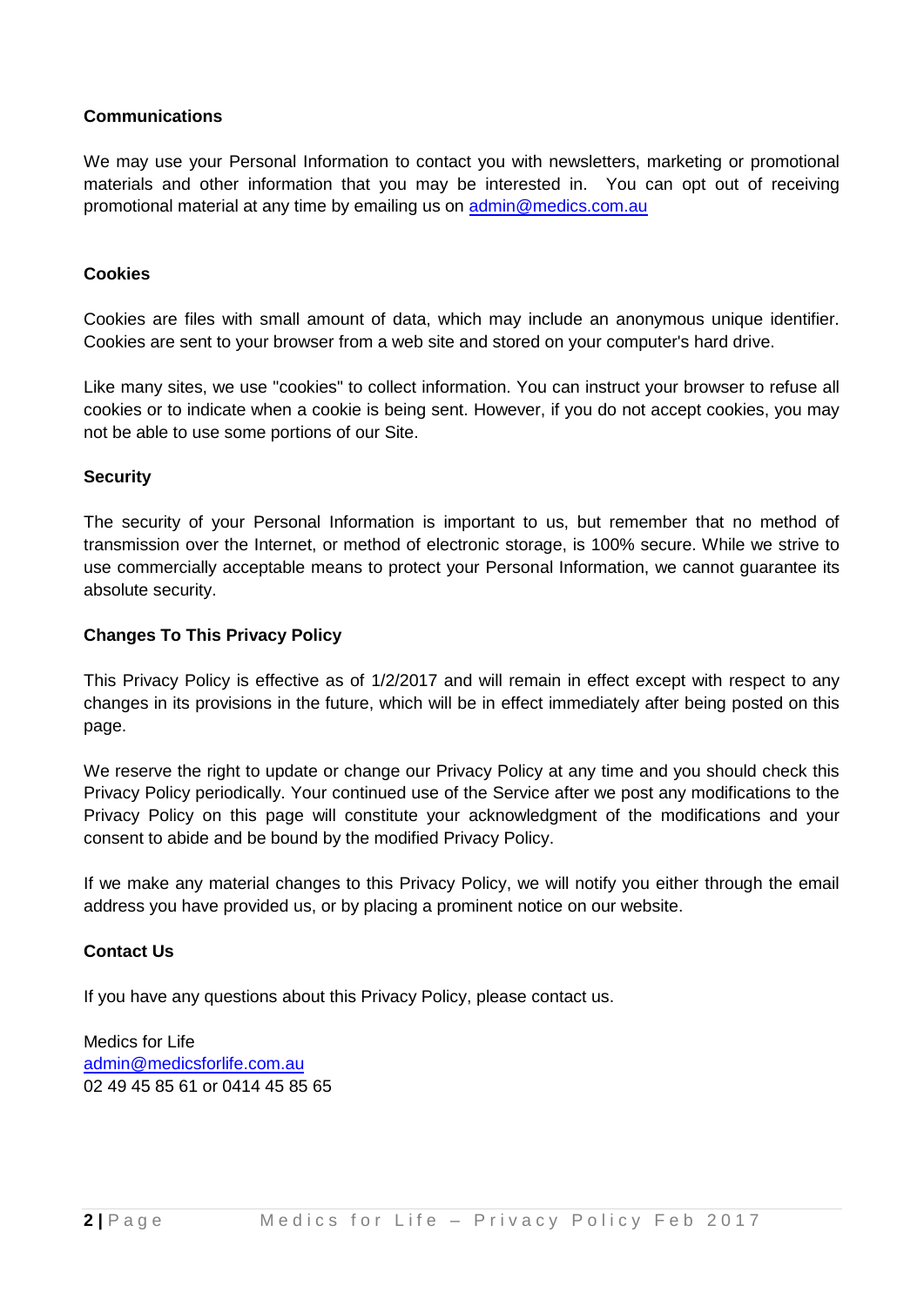### Communications

We may use your Personal Information to contact you with newsletters, marketing or promotional materials and other information that you may be interested in. You can opt out of receiving promotional material at any time by emailing us on admin@medics.com.au

### Cookies

Cookies are files with small amount of data, which may include an anonymous unique identifier. Cookies are sent to your browser from a web site and stored on your computer's hard drive.

Like many sites, we use "cookies" to collect information. You can instruct your browser to refuse all cookies or to indicate when a cookie is being sent. However, if you do not accept cookies, you may not be able to use some portions of our Site.

### Security

The security of your Personal Information is important to us, but remember that no method of transmission over the Internet, or method of electronic storage, is 100% secure. While we strive to use commercially acceptable means to protect your Personal Information, we cannot guarantee its absolute security.

### Changes To This Privacy Policy

This Privacy Policy is effective as of 1/2/2017 and will remain in effect except with respect to any changes in its provisions in the future, which will be in effect immediately after being posted on this page.

We reserve the right to update or change our Privacy Policy at any time and you should check this Privacy Policy periodically. Your continued use of the Service after we post any modifications to the Privacy Policy on this page will constitute your acknowledgment of the modifications and your consent to abide and be bound by the modified Privacy Policy.

If we make any material changes to this Privacy Policy, we will notify you either through the email address you have provided us, or by placing a prominent notice on our website.

### Contact Us

If you have any questions about this Privacy Policy, please contact us.

Medics for Life
admin@medicsforlife.com.au
02 49 45 85 61 or 0414 45 85 65